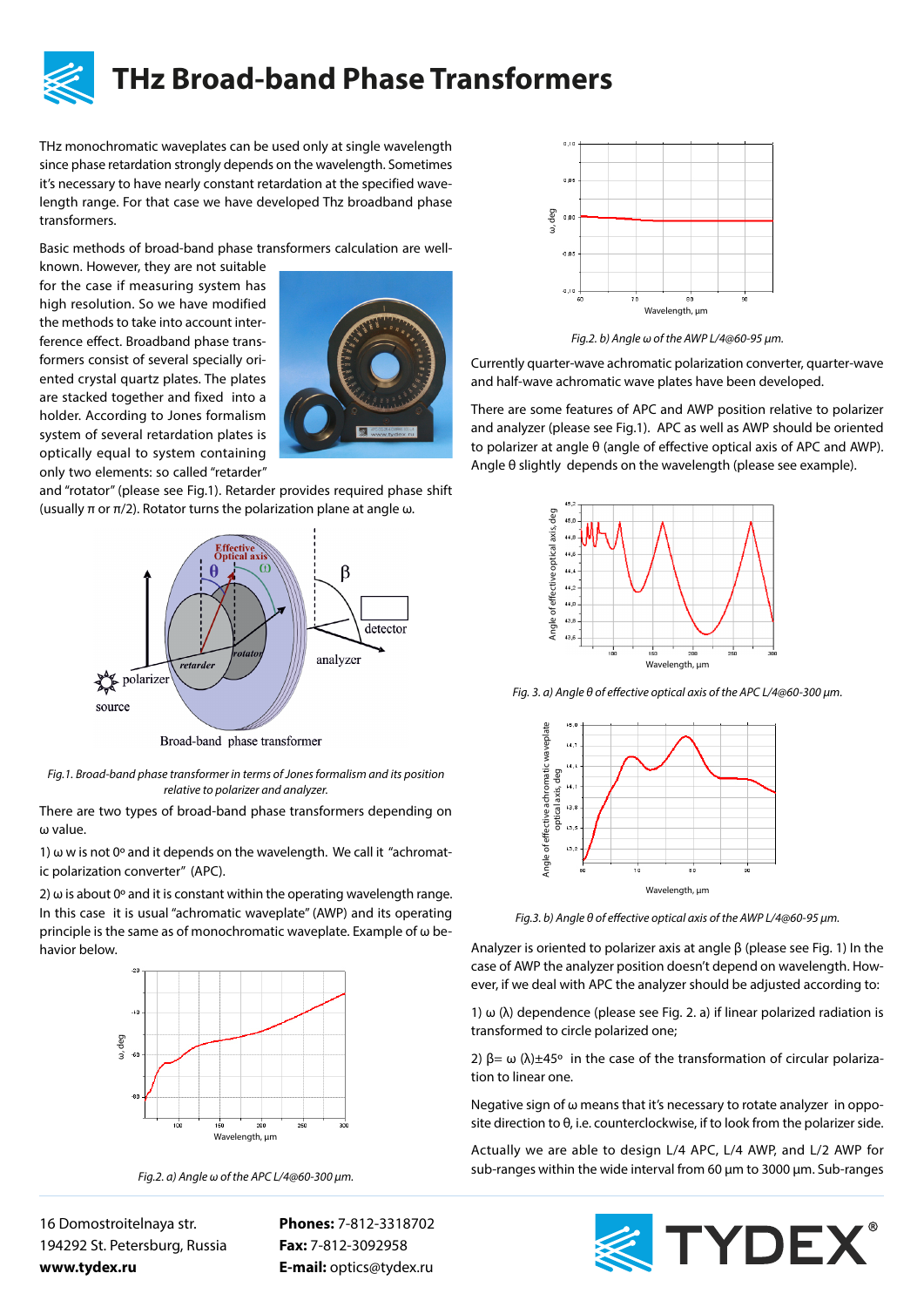# THz Broad-band Phase Transformers

THz monochromatic waveplates can be used only at single wavelength since phase retardation strongly depends on the wavelength. Sometimes it's necessary to have nearly constant retardation at the specified wavelength range. For that case we have developed Thz broadband phase transformers.

Basic methods of broad-band phase transformers calculation are well-known. However, they are not suitable for the case if measuring system has high resolution. So we have modified the methods to take into account interference effect. Broadband phase transformers consist of several specially oriented crystal quartz plates. The plates are stacked together and fixed into a holder. According to Jones formalism system of several retardation plates is optically equal to system containing only two elements: so called "retarder" and "rotator" (please see Fig.1). Retarder provides required phase shift (usually π or π/2). Rotator turns the polarization plane at angle ω.

*Fig.1. Broad-band phase transformer in terms of Jones formalism and its position relative to polarizer and analyzer.*

There are two types of broad-band phase transformers depending on ω value.

1) ω w is not 0º and it depends on the wavelength. We call it "achromatic polarization converter" (APC).

2) ω is about 0º and it is constant within the operating wavelength range. In this case it is usual "achromatic waveplate" (AWP) and its operating principle is the same as of monochromatic waveplate. Example of ω behavior below.

*Fig.2. a) Angle ω of the APC L/4@60-300 μm.*

*Fig.2. b) Angle ω of the AWP L/4@60-95 μm.*

Currently quarter-wave achromatic polarization converter, quarter-wave and half-wave achromatic wave plates have been developed.

There are some features of APC and AWP position relative to polarizer and analyzer (please see Fig.1). APC as well as AWP should be oriented to polarizer at angle θ (angle of effective optical axis of APC and AWP). Angle θ slightly depends on the wavelength (please see example).

*Fig. 3. a) Angle θ of effective optical axis of the APC L/4@60-300 μm.*

*Fig.3. b) Angle θ of effective optical axis of the AWP L/4@60-95 μm.*

Analyzer is oriented to polarizer axis at angle β (please see Fig. 1) In the case of AWP the analyzer position doesn't depend on wavelength. However, if we deal with APC the analyzer should be adjusted according to:

1) ω (λ) dependence (please see Fig. 2. a) if linear polarized radiation is transformed to circle polarized one;

2) β= ω (λ)±45º in the case of the transformation of circular polarization to linear one.

Negative sign of ω means that it's necessary to rotate analyzer in opposite direction to θ, i.e. counterclockwise, if to look from the polarizer side.

Actually we are able to design L/4 APC, L/4 AWP, and L/2 AWP for sub-ranges within the wide interval from 60 μm to 3000 μm. Sub-ranges

16 Domostroitelnaya str.
194292 St. Petersburg, Russia
**www.tydex.ru**

**Phones:** 7-812-3318702
**Fax:** 7-812-3092958
**E-mail:** optics@tydex.ru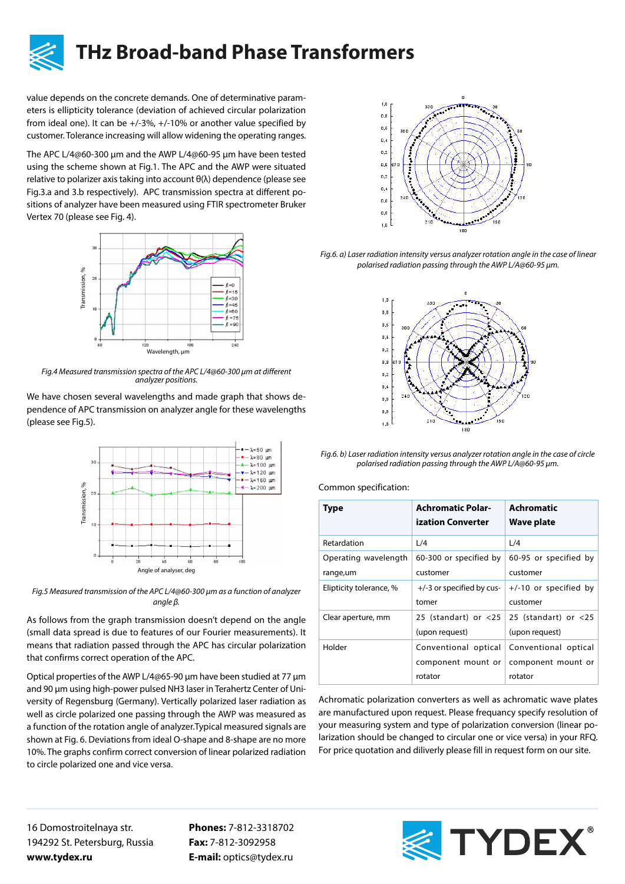# THz Broad-band Phase Transformers

value depends on the concrete demands. One of determinative parameters is ellipticity tolerance (deviation of achieved circular polarization from ideal one). It can be +/-3%, +/-10% or another value specified by customer. Tolerance increasing will allow widening the operating ranges.

The APC L/4@60-300 µm and the AWP L/4@60-95 µm have been tested using the scheme shown at Fig.1. The APC and the AWP were situated relative to polarizer axis taking into account θ(λ) dependence (please see Fig.3.a and 3.b respectively). APC transmission spectra at different positions of analyzer have been measured using FTIR spectrometer Bruker Vertex 70 (please see Fig. 4).

Transmission, %
Wavelength, µm
β=0
β=15
β=30
β=45
β=60
β=75
β=90

*Fig.4 Measured transmission spectra of the APC L/4@60-300 µm at different analyzer positions.*

We have chosen several wavelengths and made graph that shows dependence of APC transmission on analyzer angle for these wavelengths (please see Fig.5).

Transmission, %
Angle of analyser, deg
λ=60 µm
λ=80 µm
λ=100 µm
λ=120 µm
λ=160 µm
λ=200 µm

*Fig.5 Measured transmission of the APC L/4@60-300 µm as a function of analyzer angle β.*

As follows from the graph transmission doesn't depend on the angle (small data spread is due to features of our Fourier measurements). It means that radiation passed through the APC has circular polarization that confirms correct operation of the APC.

Optical properties of the AWP L/4@65-90 µm have been studied at 77 µm and 90 µm using high-power pulsed NH3 laser in Terahertz Center of University of Regensburg (Germany). Vertically polarized laser radiation as well as circle polarized one passing through the AWP was measured as a function of the rotation angle of analyzer.Typical measured signals are shown at Fig. 6. Deviations from ideal O-shape and 8-shape are no more 10%. The graphs confirm correct conversion of linear polarized radiation to circle polarized one and vice versa.

*Fig.6. a) Laser radiation intensity versus analyzer rotation angle in the case of linear polarised radiation passing through the AWP L/A@60-95 µm.*

*Fig.6. b) Laser radiation intensity versus analyzer rotation angle in the case of circle polarised radiation passing through the AWP L/A@60-95 µm.*

Common specification:

| Type | Achromatic Polarization Converter | Achromatic Wave plate |
|---|---|---|
| Retardation | L/4 | L/4 |
| Operating wavelength range,um | 60-300 or specified by customer | 60-95 or specified by customer |
| Elipticity tolerance, % | +/-3 or specified by customer | +/-10 or specified by customer |
| Clear aperture, mm | 25 (standart) or <25 (upon request) | 25 (standart) or <25 (upon request) |
| Holder | Conventional optical component mount or rotator | Conventional optical component mount or rotator |

Achromatic polarization converters as well as achromatic wave plates are manufactured upon request. Please frequancy specify resolution of your measuring system and type of polarization conversion (linear polarization should be changed to circular one or vice versa) in your RFQ. For price quotation and diliverly please fill in request form on our site.

16 Domostroitelnaya str.
194292 St. Petersburg, Russia
**www.tydex.ru**

**Phones:** 7-812-3318702
**Fax:** 7-812-3092958
**E-mail:** optics@tydex.ru